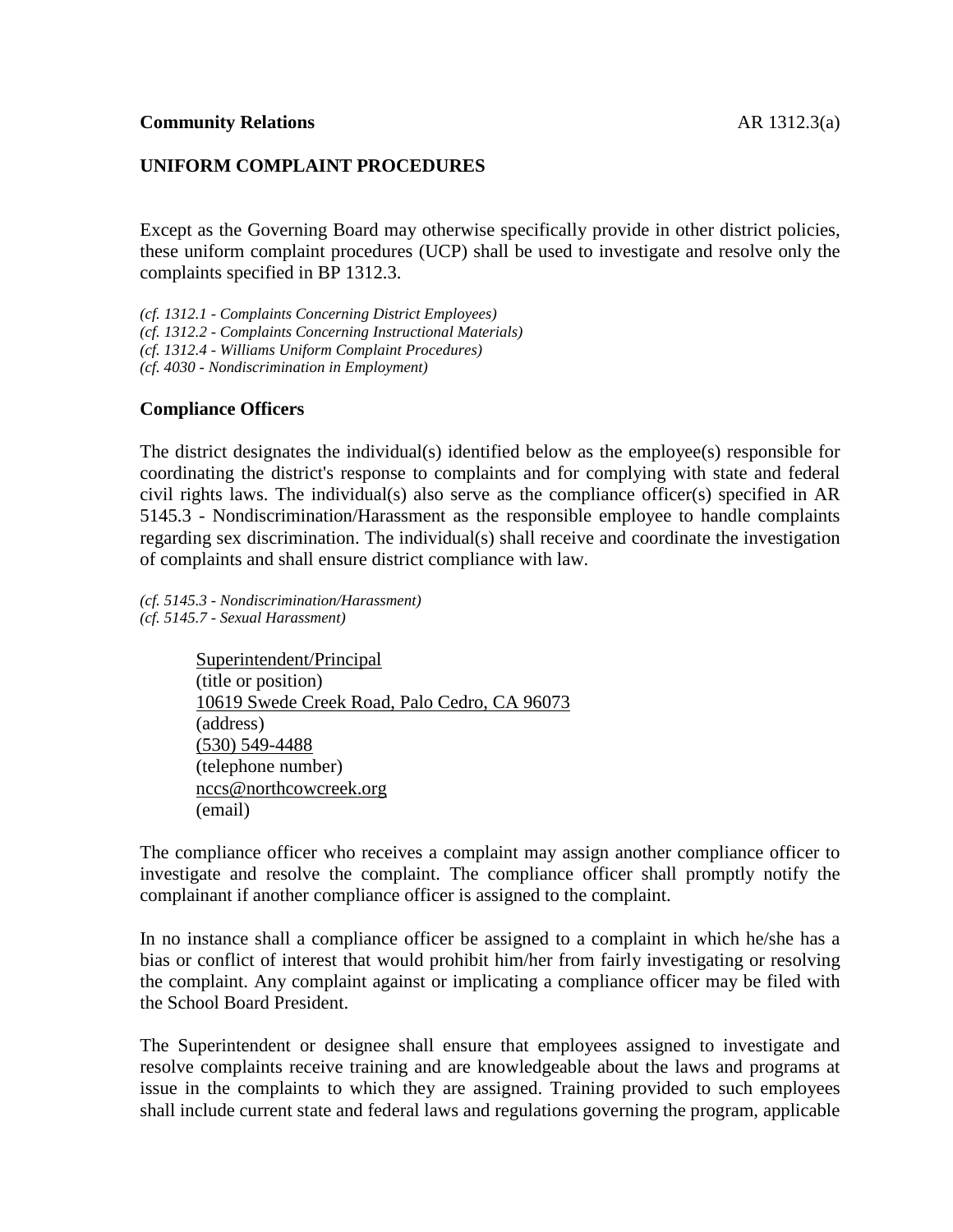**Community Relations** AR 1312.3(a)

## UNIFORM COMPLAINT PROCEDURES

Except as the Governing Board may otherwise specifically provide in other district policies, these uniform complaint procedures (UCP) shall be used to investigate and resolve only the complaints specified in BP 1312.3.

*(cf. 1312.1 - Complaints Concerning District Employees)*
*(cf. 1312.2 - Complaints Concerning Instructional Materials)*
*(cf. 1312.4 - Williams Uniform Complaint Procedures)*
*(cf. 4030 - Nondiscrimination in Employment)*

### Compliance Officers

The district designates the individual(s) identified below as the employee(s) responsible for coordinating the district's response to complaints and for complying with state and federal civil rights laws. The individual(s) also serve as the compliance officer(s) specified in AR 5145.3 - Nondiscrimination/Harassment as the responsible employee to handle complaints regarding sex discrimination. The individual(s) shall receive and coordinate the investigation of complaints and shall ensure district compliance with law.

*(cf. 5145.3 - Nondiscrimination/Harassment)*
*(cf. 5145.7 - Sexual Harassment)*

Superintendent/Principal
(title or position)
10619 Swede Creek Road, Palo Cedro, CA 96073
(address)
(530) 549-4488
(telephone number)
nccs@northcowcreek.org
(email)

The compliance officer who receives a complaint may assign another compliance officer to investigate and resolve the complaint. The compliance officer shall promptly notify the complainant if another compliance officer is assigned to the complaint.

In no instance shall a compliance officer be assigned to a complaint in which he/she has a bias or conflict of interest that would prohibit him/her from fairly investigating or resolving the complaint. Any complaint against or implicating a compliance officer may be filed with the School Board President.

The Superintendent or designee shall ensure that employees assigned to investigate and resolve complaints receive training and are knowledgeable about the laws and programs at issue in the complaints to which they are assigned. Training provided to such employees shall include current state and federal laws and regulations governing the program, applicable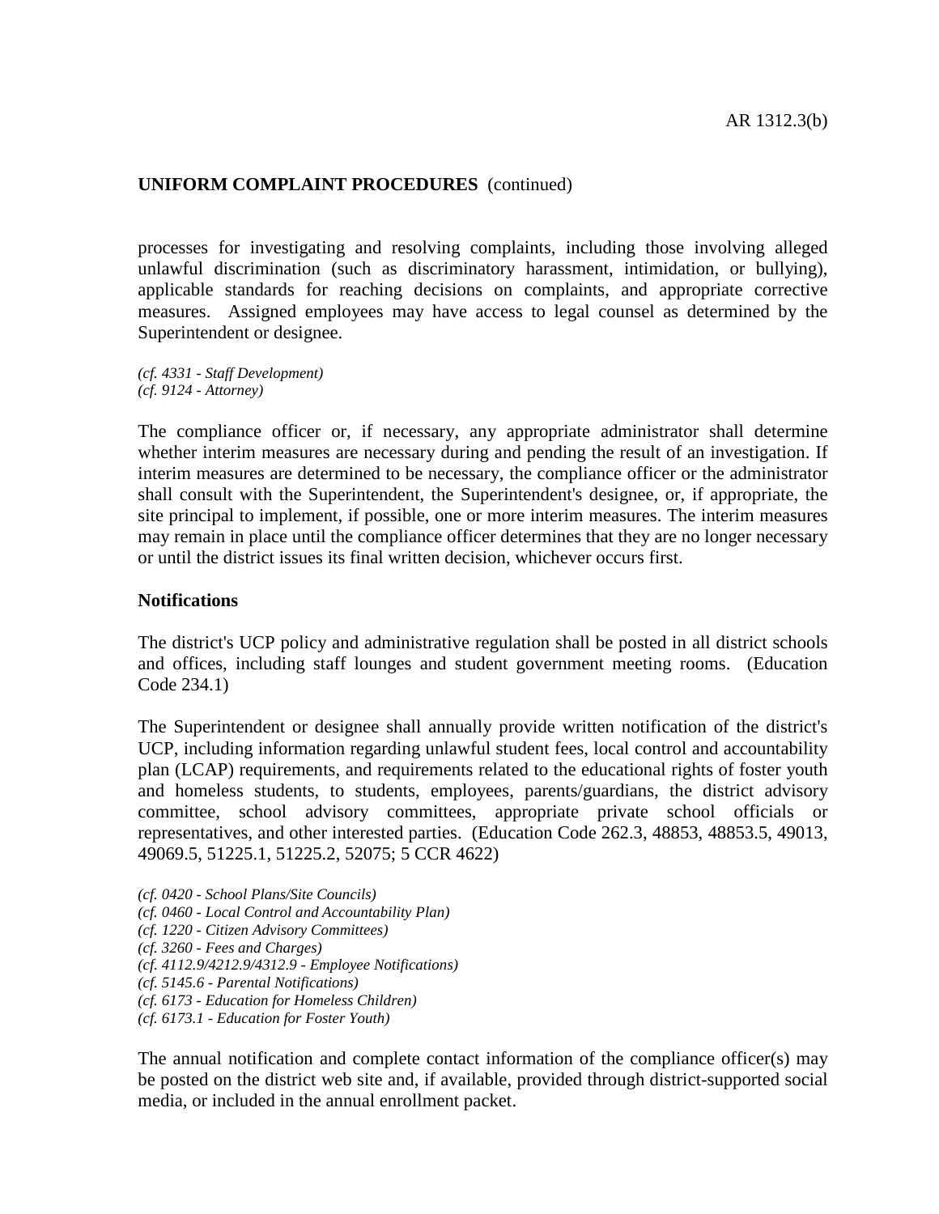processes for investigating and resolving complaints, including those involving alleged unlawful discrimination (such as discriminatory harassment, intimidation, or bullying), applicable standards for reaching decisions on complaints, and appropriate corrective measures. Assigned employees may have access to legal counsel as determined by the Superintendent or designee.

*(cf. 4331 - Staff Development)*
*(cf. 9124 - Attorney)*

The compliance officer or, if necessary, any appropriate administrator shall determine whether interim measures are necessary during and pending the result of an investigation. If interim measures are determined to be necessary, the compliance officer or the administrator shall consult with the Superintendent, the Superintendent's designee, or, if appropriate, the site principal to implement, if possible, one or more interim measures. The interim measures may remain in place until the compliance officer determines that they are no longer necessary or until the district issues its final written decision, whichever occurs first.

**Notifications**

The district's UCP policy and administrative regulation shall be posted in all district schools and offices, including staff lounges and student government meeting rooms. (Education Code 234.1)

The Superintendent or designee shall annually provide written notification of the district's UCP, including information regarding unlawful student fees, local control and accountability plan (LCAP) requirements, and requirements related to the educational rights of foster youth and homeless students, to students, employees, parents/guardians, the district advisory committee, school advisory committees, appropriate private school officials or representatives, and other interested parties. (Education Code 262.3, 48853, 48853.5, 49013, 49069.5, 51225.1, 51225.2, 52075; 5 CCR 4622)

*(cf. 0420 - School Plans/Site Councils)*
*(cf. 0460 - Local Control and Accountability Plan)*
*(cf. 1220 - Citizen Advisory Committees)*
*(cf. 3260 - Fees and Charges)*
*(cf. 4112.9/4212.9/4312.9 - Employee Notifications)*
*(cf. 5145.6 - Parental Notifications)*
*(cf. 6173 - Education for Homeless Children)*
*(cf. 6173.1 - Education for Foster Youth)*

The annual notification and complete contact information of the compliance officer(s) may be posted on the district web site and, if available, provided through district-supported social media, or included in the annual enrollment packet.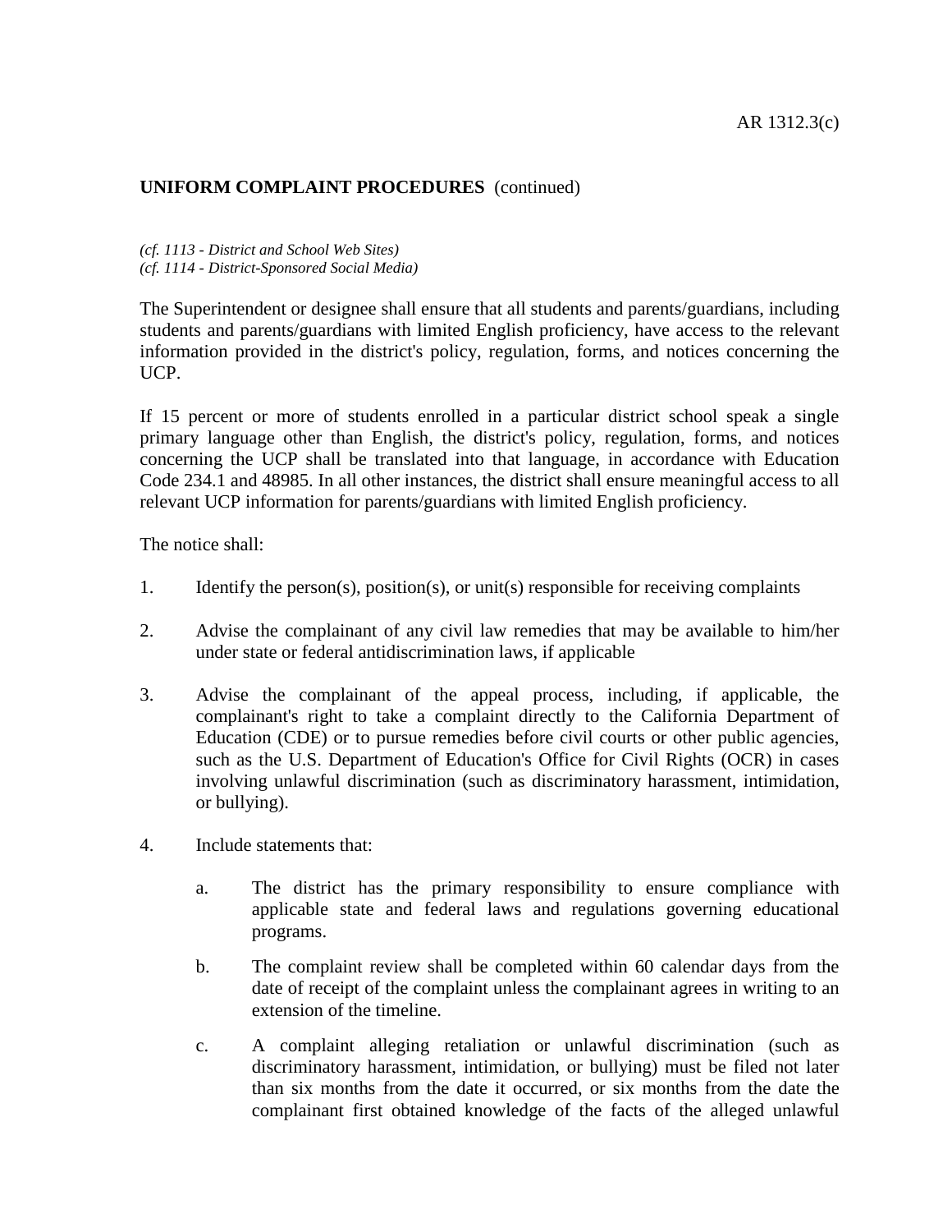**UNIFORM COMPLAINT PROCEDURES** (continued)

*(cf. 1113 - District and School Web Sites)*
*(cf. 1114 - District-Sponsored Social Media)*

The Superintendent or designee shall ensure that all students and parents/guardians, including students and parents/guardians with limited English proficiency, have access to the relevant information provided in the district's policy, regulation, forms, and notices concerning the UCP.

If 15 percent or more of students enrolled in a particular district school speak a single primary language other than English, the district's policy, regulation, forms, and notices concerning the UCP shall be translated into that language, in accordance with Education Code 234.1 and 48985. In all other instances, the district shall ensure meaningful access to all relevant UCP information for parents/guardians with limited English proficiency.

The notice shall:

1. Identify the person(s), position(s), or unit(s) responsible for receiving complaints

2. Advise the complainant of any civil law remedies that may be available to him/her under state or federal antidiscrimination laws, if applicable

3. Advise the complainant of the appeal process, including, if applicable, the complainant's right to take a complaint directly to the California Department of Education (CDE) or to pursue remedies before civil courts or other public agencies, such as the U.S. Department of Education's Office for Civil Rights (OCR) in cases involving unlawful discrimination (such as discriminatory harassment, intimidation, or bullying).

4. Include statements that:

   a. The district has the primary responsibility to ensure compliance with applicable state and federal laws and regulations governing educational programs.

   b. The complaint review shall be completed within 60 calendar days from the date of receipt of the complaint unless the complainant agrees in writing to an extension of the timeline.

   c. A complaint alleging retaliation or unlawful discrimination (such as discriminatory harassment, intimidation, or bullying) must be filed not later than six months from the date it occurred, or six months from the date the complainant first obtained knowledge of the facts of the alleged unlawful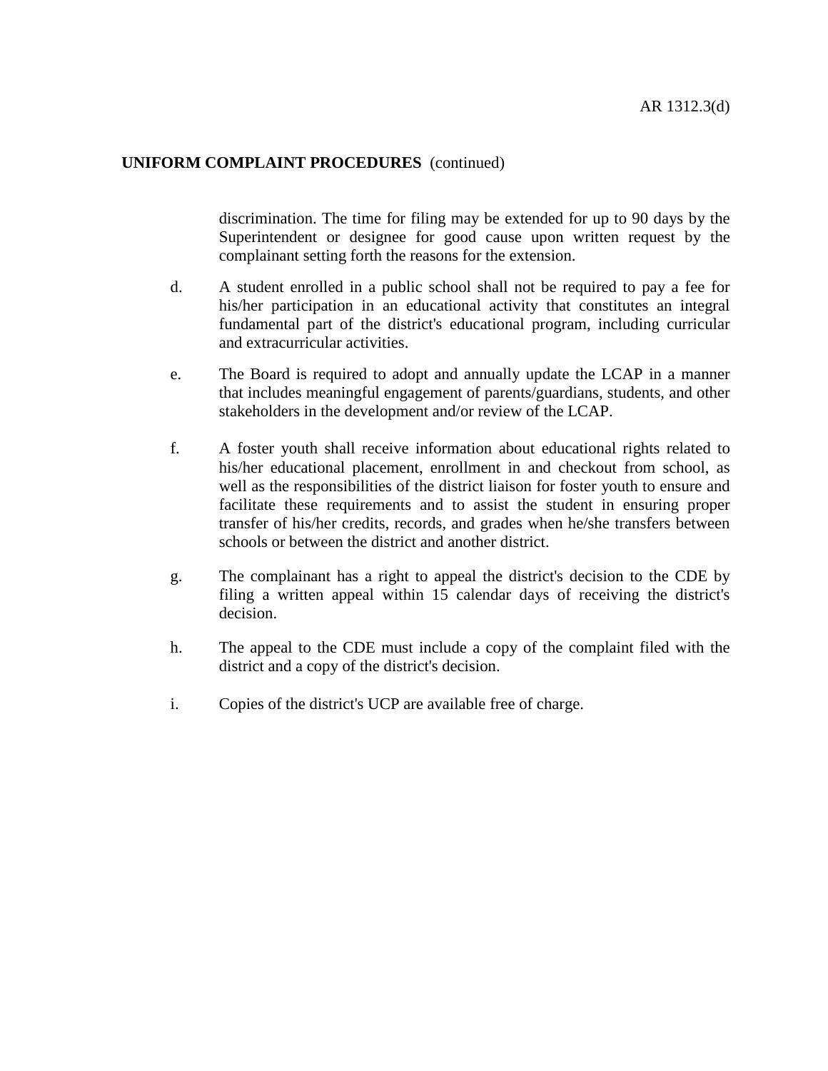discrimination. The time for filing may be extended for up to 90 days by the Superintendent or designee for good cause upon written request by the complainant setting forth the reasons for the extension.

d. A student enrolled in a public school shall not be required to pay a fee for his/her participation in an educational activity that constitutes an integral fundamental part of the district's educational program, including curricular and extracurricular activities.

e. The Board is required to adopt and annually update the LCAP in a manner that includes meaningful engagement of parents/guardians, students, and other stakeholders in the development and/or review of the LCAP.

f. A foster youth shall receive information about educational rights related to his/her educational placement, enrollment in and checkout from school, as well as the responsibilities of the district liaison for foster youth to ensure and facilitate these requirements and to assist the student in ensuring proper transfer of his/her credits, records, and grades when he/she transfers between schools or between the district and another district.

g. The complainant has a right to appeal the district's decision to the CDE by filing a written appeal within 15 calendar days of receiving the district's decision.

h. The appeal to the CDE must include a copy of the complaint filed with the district and a copy of the district's decision.

i. Copies of the district's UCP are available free of charge.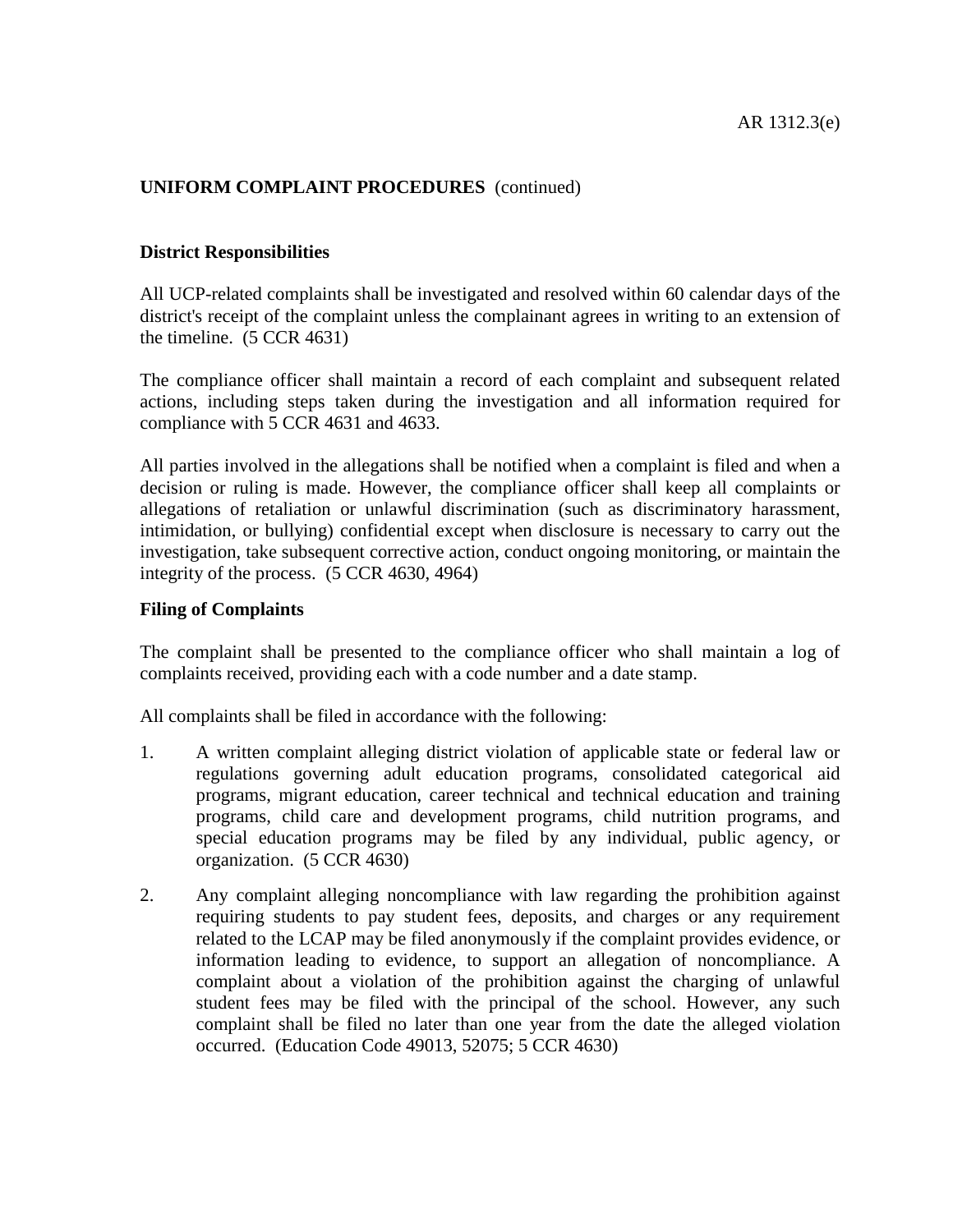**UNIFORM COMPLAINT PROCEDURES** (continued)

**District Responsibilities**

All UCP-related complaints shall be investigated and resolved within 60 calendar days of the district's receipt of the complaint unless the complainant agrees in writing to an extension of the timeline. (5 CCR 4631)

The compliance officer shall maintain a record of each complaint and subsequent related actions, including steps taken during the investigation and all information required for compliance with 5 CCR 4631 and 4633.

All parties involved in the allegations shall be notified when a complaint is filed and when a decision or ruling is made. However, the compliance officer shall keep all complaints or allegations of retaliation or unlawful discrimination (such as discriminatory harassment, intimidation, or bullying) confidential except when disclosure is necessary to carry out the investigation, take subsequent corrective action, conduct ongoing monitoring, or maintain the integrity of the process. (5 CCR 4630, 4964)

**Filing of Complaints**

The complaint shall be presented to the compliance officer who shall maintain a log of complaints received, providing each with a code number and a date stamp.

All complaints shall be filed in accordance with the following:

1. A written complaint alleging district violation of applicable state or federal law or regulations governing adult education programs, consolidated categorical aid programs, migrant education, career technical and technical education and training programs, child care and development programs, child nutrition programs, and special education programs may be filed by any individual, public agency, or organization. (5 CCR 4630)

2. Any complaint alleging noncompliance with law regarding the prohibition against requiring students to pay student fees, deposits, and charges or any requirement related to the LCAP may be filed anonymously if the complaint provides evidence, or information leading to evidence, to support an allegation of noncompliance. A complaint about a violation of the prohibition against the charging of unlawful student fees may be filed with the principal of the school. However, any such complaint shall be filed no later than one year from the date the alleged violation occurred. (Education Code 49013, 52075; 5 CCR 4630)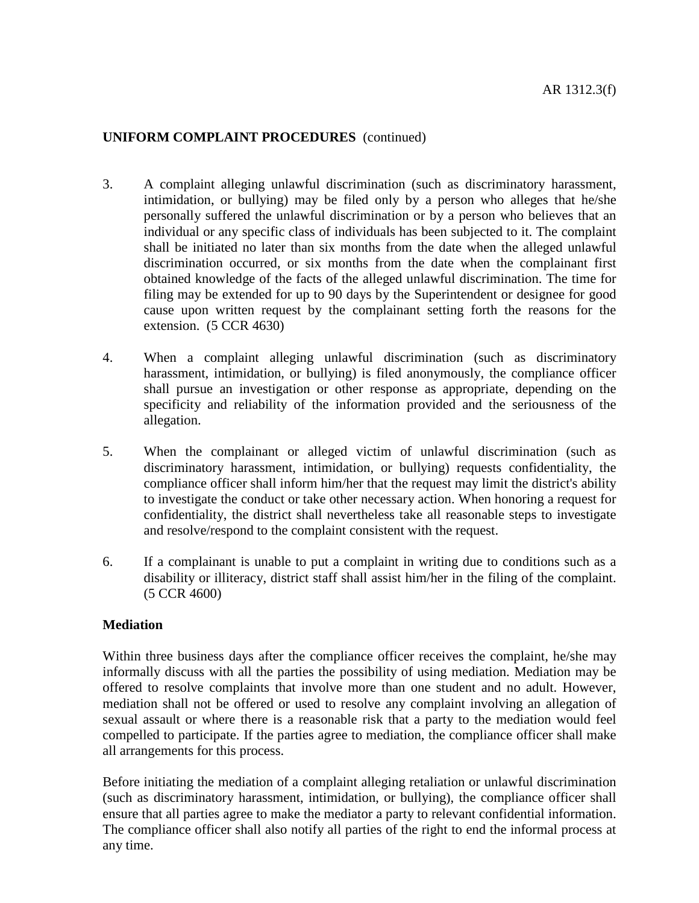**UNIFORM COMPLAINT PROCEDURES** (continued)

3. A complaint alleging unlawful discrimination (such as discriminatory harassment, intimidation, or bullying) may be filed only by a person who alleges that he/she personally suffered the unlawful discrimination or by a person who believes that an individual or any specific class of individuals has been subjected to it. The complaint shall be initiated no later than six months from the date when the alleged unlawful discrimination occurred, or six months from the date when the complainant first obtained knowledge of the facts of the alleged unlawful discrimination. The time for filing may be extended for up to 90 days by the Superintendent or designee for good cause upon written request by the complainant setting forth the reasons for the extension. (5 CCR 4630)

4. When a complaint alleging unlawful discrimination (such as discriminatory harassment, intimidation, or bullying) is filed anonymously, the compliance officer shall pursue an investigation or other response as appropriate, depending on the specificity and reliability of the information provided and the seriousness of the allegation.

5. When the complainant or alleged victim of unlawful discrimination (such as discriminatory harassment, intimidation, or bullying) requests confidentiality, the compliance officer shall inform him/her that the request may limit the district's ability to investigate the conduct or take other necessary action. When honoring a request for confidentiality, the district shall nevertheless take all reasonable steps to investigate and resolve/respond to the complaint consistent with the request.

6. If a complainant is unable to put a complaint in writing due to conditions such as a disability or illiteracy, district staff shall assist him/her in the filing of the complaint. (5 CCR 4600)

**Mediation**

Within three business days after the compliance officer receives the complaint, he/she may informally discuss with all the parties the possibility of using mediation. Mediation may be offered to resolve complaints that involve more than one student and no adult. However, mediation shall not be offered or used to resolve any complaint involving an allegation of sexual assault or where there is a reasonable risk that a party to the mediation would feel compelled to participate. If the parties agree to mediation, the compliance officer shall make all arrangements for this process.

Before initiating the mediation of a complaint alleging retaliation or unlawful discrimination (such as discriminatory harassment, intimidation, or bullying), the compliance officer shall ensure that all parties agree to make the mediator a party to relevant confidential information. The compliance officer shall also notify all parties of the right to end the informal process at any time.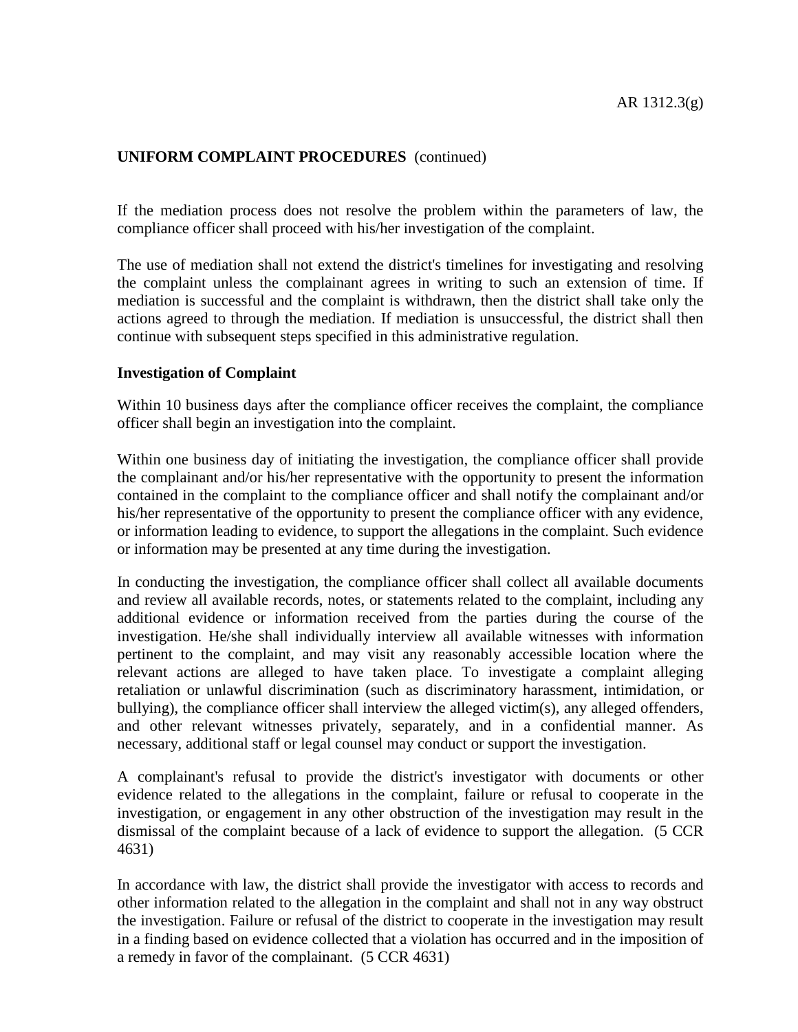**UNIFORM COMPLAINT PROCEDURES** (continued)

If the mediation process does not resolve the problem within the parameters of law, the compliance officer shall proceed with his/her investigation of the complaint.

The use of mediation shall not extend the district's timelines for investigating and resolving the complaint unless the complainant agrees in writing to such an extension of time. If mediation is successful and the complaint is withdrawn, then the district shall take only the actions agreed to through the mediation. If mediation is unsuccessful, the district shall then continue with subsequent steps specified in this administrative regulation.

**Investigation of Complaint**

Within 10 business days after the compliance officer receives the complaint, the compliance officer shall begin an investigation into the complaint.

Within one business day of initiating the investigation, the compliance officer shall provide the complainant and/or his/her representative with the opportunity to present the information contained in the complaint to the compliance officer and shall notify the complainant and/or his/her representative of the opportunity to present the compliance officer with any evidence, or information leading to evidence, to support the allegations in the complaint. Such evidence or information may be presented at any time during the investigation.

In conducting the investigation, the compliance officer shall collect all available documents and review all available records, notes, or statements related to the complaint, including any additional evidence or information received from the parties during the course of the investigation. He/she shall individually interview all available witnesses with information pertinent to the complaint, and may visit any reasonably accessible location where the relevant actions are alleged to have taken place. To investigate a complaint alleging retaliation or unlawful discrimination (such as discriminatory harassment, intimidation, or bullying), the compliance officer shall interview the alleged victim(s), any alleged offenders, and other relevant witnesses privately, separately, and in a confidential manner. As necessary, additional staff or legal counsel may conduct or support the investigation.

A complainant's refusal to provide the district's investigator with documents or other evidence related to the allegations in the complaint, failure or refusal to cooperate in the investigation, or engagement in any other obstruction of the investigation may result in the dismissal of the complaint because of a lack of evidence to support the allegation. (5 CCR 4631)

In accordance with law, the district shall provide the investigator with access to records and other information related to the allegation in the complaint and shall not in any way obstruct the investigation. Failure or refusal of the district to cooperate in the investigation may result in a finding based on evidence collected that a violation has occurred and in the imposition of a remedy in favor of the complainant. (5 CCR 4631)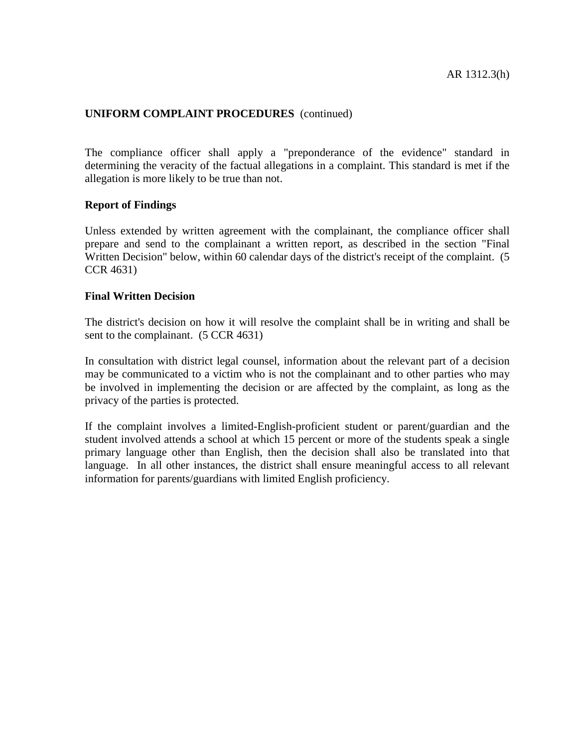**UNIFORM COMPLAINT PROCEDURES** (continued)

The compliance officer shall apply a "preponderance of the evidence" standard in determining the veracity of the factual allegations in a complaint. This standard is met if the allegation is more likely to be true than not.

**Report of Findings**

Unless extended by written agreement with the complainant, the compliance officer shall prepare and send to the complainant a written report, as described in the section "Final Written Decision" below, within 60 calendar days of the district's receipt of the complaint. (5 CCR 4631)

**Final Written Decision**

The district's decision on how it will resolve the complaint shall be in writing and shall be sent to the complainant. (5 CCR 4631)

In consultation with district legal counsel, information about the relevant part of a decision may be communicated to a victim who is not the complainant and to other parties who may be involved in implementing the decision or are affected by the complaint, as long as the privacy of the parties is protected.

If the complaint involves a limited-English-proficient student or parent/guardian and the student involved attends a school at which 15 percent or more of the students speak a single primary language other than English, then the decision shall also be translated into that language. In all other instances, the district shall ensure meaningful access to all relevant information for parents/guardians with limited English proficiency.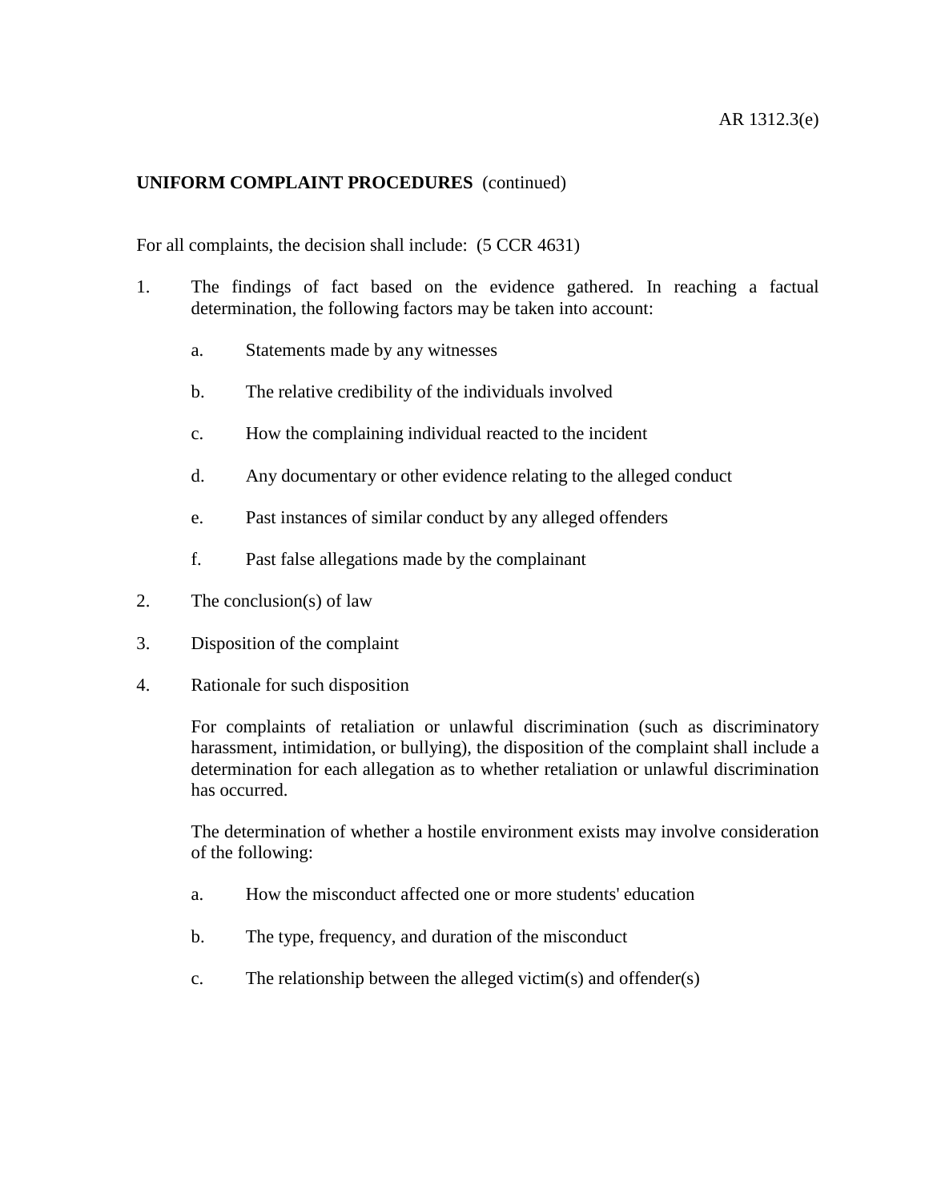**UNIFORM COMPLAINT PROCEDURES** (continued)

For all complaints, the decision shall include: (5 CCR 4631)

1. The findings of fact based on the evidence gathered. In reaching a factual determination, the following factors may be taken into account:

    a. Statements made by any witnesses

    b. The relative credibility of the individuals involved

    c. How the complaining individual reacted to the incident

    d. Any documentary or other evidence relating to the alleged conduct

    e. Past instances of similar conduct by any alleged offenders

    f. Past false allegations made by the complainant

2. The conclusion(s) of law

3. Disposition of the complaint

4. Rationale for such disposition

    For complaints of retaliation or unlawful discrimination (such as discriminatory harassment, intimidation, or bullying), the disposition of the complaint shall include a determination for each allegation as to whether retaliation or unlawful discrimination has occurred.

    The determination of whether a hostile environment exists may involve consideration of the following:

    a. How the misconduct affected one or more students' education

    b. The type, frequency, and duration of the misconduct

    c. The relationship between the alleged victim(s) and offender(s)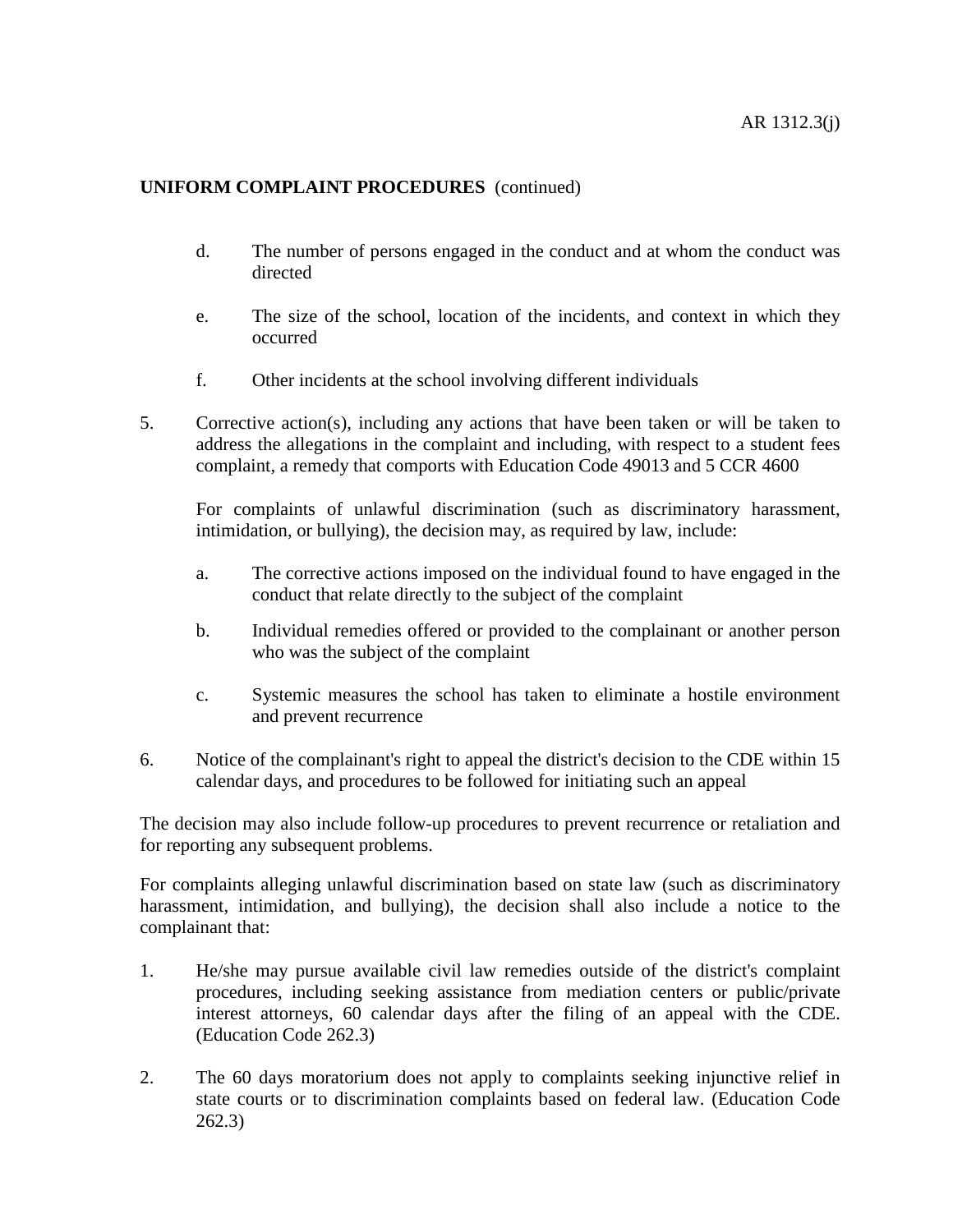**UNIFORM COMPLAINT PROCEDURES** (continued)

   d. The number of persons engaged in the conduct and at whom the conduct was directed

   e. The size of the school, location of the incidents, and context in which they occurred

   f. Other incidents at the school involving different individuals

5. Corrective action(s), including any actions that have been taken or will be taken to address the allegations in the complaint and including, with respect to a student fees complaint, a remedy that comports with Education Code 49013 and 5 CCR 4600

   For complaints of unlawful discrimination (such as discriminatory harassment, intimidation, or bullying), the decision may, as required by law, include:

   a. The corrective actions imposed on the individual found to have engaged in the conduct that relate directly to the subject of the complaint

   b. Individual remedies offered or provided to the complainant or another person who was the subject of the complaint

   c. Systemic measures the school has taken to eliminate a hostile environment and prevent recurrence

6. Notice of the complainant's right to appeal the district's decision to the CDE within 15 calendar days, and procedures to be followed for initiating such an appeal

The decision may also include follow-up procedures to prevent recurrence or retaliation and for reporting any subsequent problems.

For complaints alleging unlawful discrimination based on state law (such as discriminatory harassment, intimidation, and bullying), the decision shall also include a notice to the complainant that:

1. He/she may pursue available civil law remedies outside of the district's complaint procedures, including seeking assistance from mediation centers or public/private interest attorneys, 60 calendar days after the filing of an appeal with the CDE. (Education Code 262.3)

2. The 60 days moratorium does not apply to complaints seeking injunctive relief in state courts or to discrimination complaints based on federal law. (Education Code 262.3)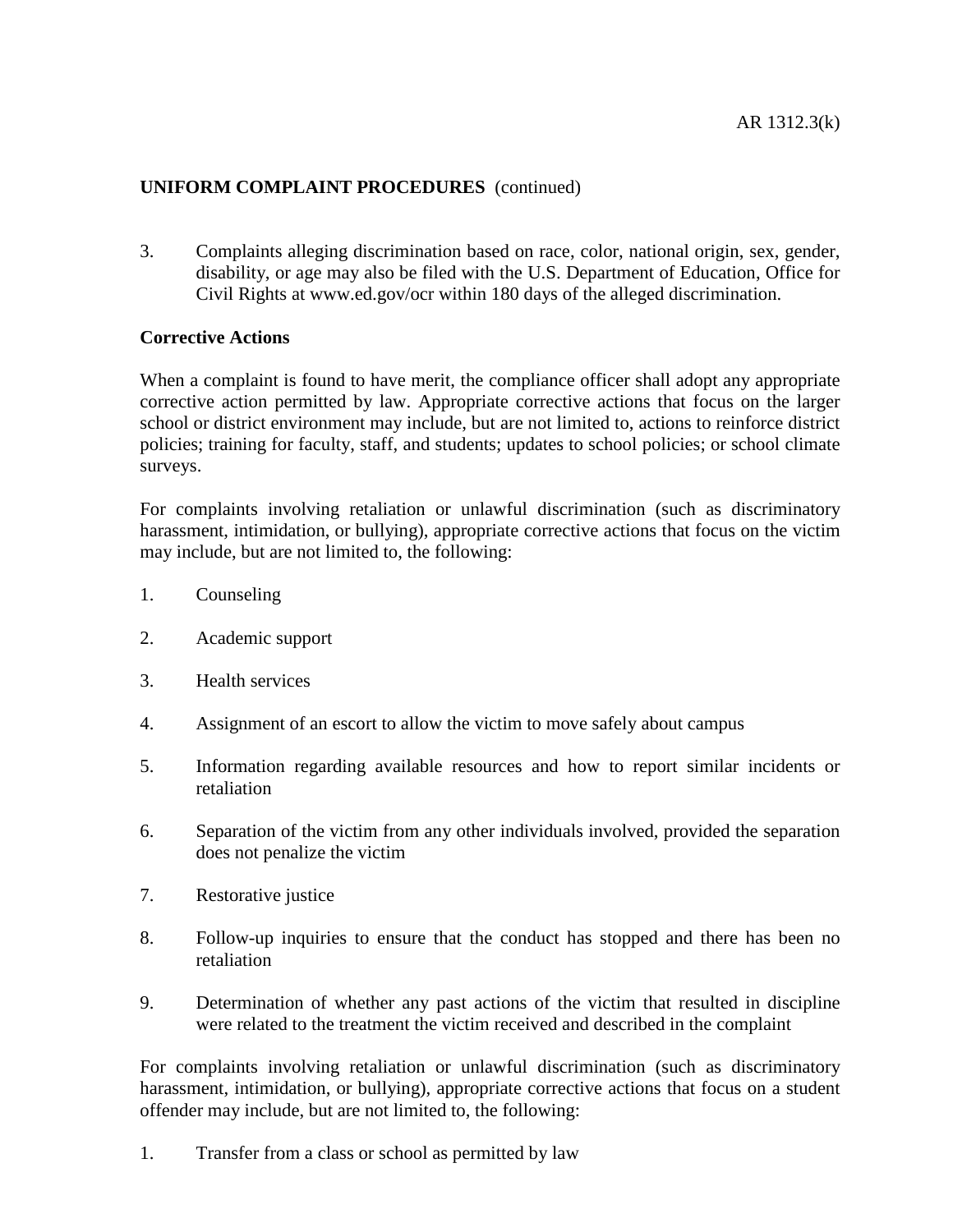**UNIFORM COMPLAINT PROCEDURES** (continued)

3. Complaints alleging discrimination based on race, color, national origin, sex, gender, disability, or age may also be filed with the U.S. Department of Education, Office for Civil Rights at www.ed.gov/ocr within 180 days of the alleged discrimination.

**Corrective Actions**

When a complaint is found to have merit, the compliance officer shall adopt any appropriate corrective action permitted by law. Appropriate corrective actions that focus on the larger school or district environment may include, but are not limited to, actions to reinforce district policies; training for faculty, staff, and students; updates to school policies; or school climate surveys.

For complaints involving retaliation or unlawful discrimination (such as discriminatory harassment, intimidation, or bullying), appropriate corrective actions that focus on the victim may include, but are not limited to, the following:

1. Counseling
2. Academic support
3. Health services
4. Assignment of an escort to allow the victim to move safely about campus
5. Information regarding available resources and how to report similar incidents or retaliation
6. Separation of the victim from any other individuals involved, provided the separation does not penalize the victim
7. Restorative justice
8. Follow-up inquiries to ensure that the conduct has stopped and there has been no retaliation
9. Determination of whether any past actions of the victim that resulted in discipline were related to the treatment the victim received and described in the complaint

For complaints involving retaliation or unlawful discrimination (such as discriminatory harassment, intimidation, or bullying), appropriate corrective actions that focus on a student offender may include, but are not limited to, the following:

1. Transfer from a class or school as permitted by law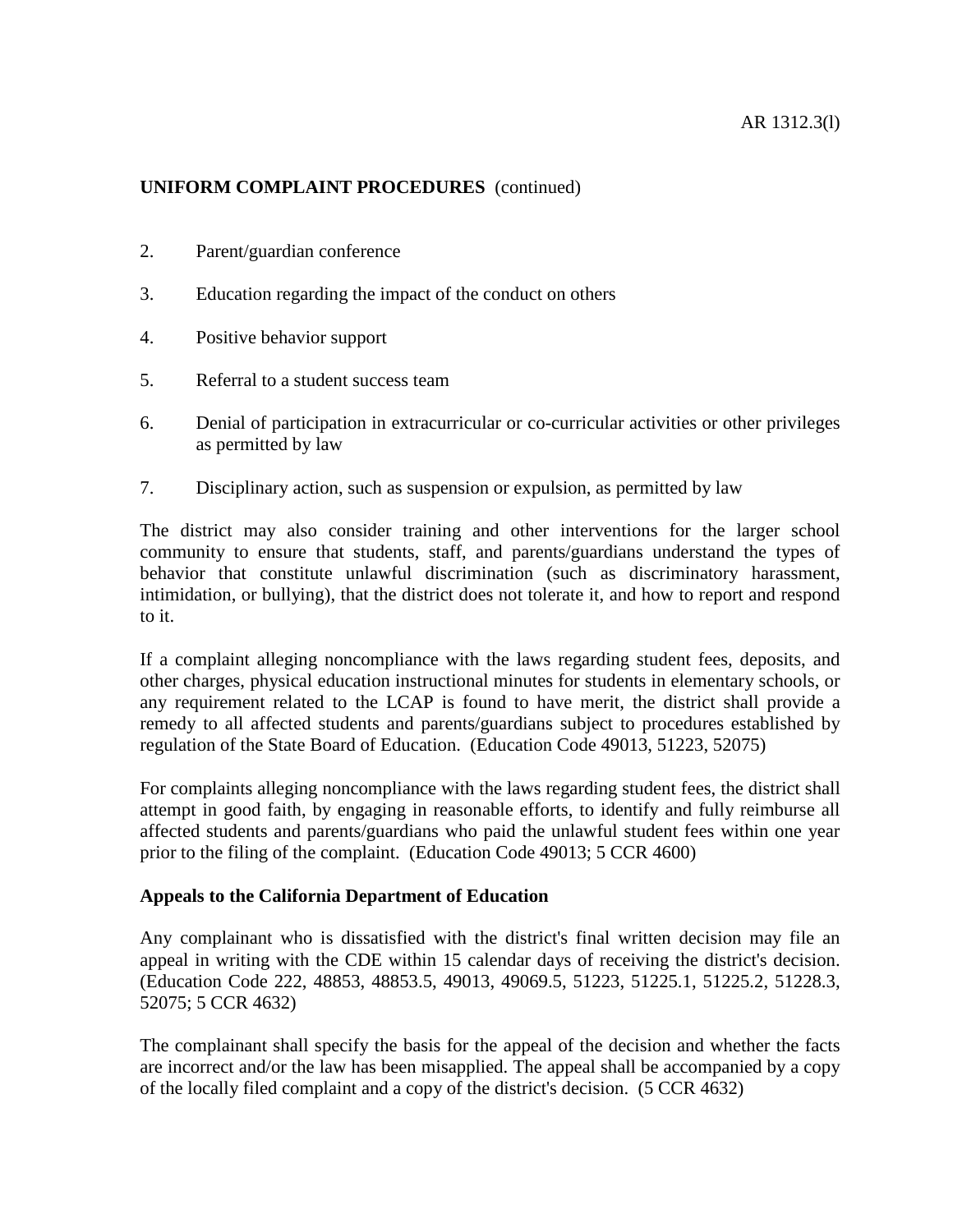**UNIFORM COMPLAINT PROCEDURES** (continued)

2. Parent/guardian conference

3. Education regarding the impact of the conduct on others

4. Positive behavior support

5. Referral to a student success team

6. Denial of participation in extracurricular or co-curricular activities or other privileges as permitted by law

7. Disciplinary action, such as suspension or expulsion, as permitted by law

The district may also consider training and other interventions for the larger school community to ensure that students, staff, and parents/guardians understand the types of behavior that constitute unlawful discrimination (such as discriminatory harassment, intimidation, or bullying), that the district does not tolerate it, and how to report and respond to it.

If a complaint alleging noncompliance with the laws regarding student fees, deposits, and other charges, physical education instructional minutes for students in elementary schools, or any requirement related to the LCAP is found to have merit, the district shall provide a remedy to all affected students and parents/guardians subject to procedures established by regulation of the State Board of Education. (Education Code 49013, 51223, 52075)

For complaints alleging noncompliance with the laws regarding student fees, the district shall attempt in good faith, by engaging in reasonable efforts, to identify and fully reimburse all affected students and parents/guardians who paid the unlawful student fees within one year prior to the filing of the complaint. (Education Code 49013; 5 CCR 4600)

**Appeals to the California Department of Education**

Any complainant who is dissatisfied with the district's final written decision may file an appeal in writing with the CDE within 15 calendar days of receiving the district's decision. (Education Code 222, 48853, 48853.5, 49013, 49069.5, 51223, 51225.1, 51225.2, 51228.3, 52075; 5 CCR 4632)

The complainant shall specify the basis for the appeal of the decision and whether the facts are incorrect and/or the law has been misapplied. The appeal shall be accompanied by a copy of the locally filed complaint and a copy of the district's decision. (5 CCR 4632)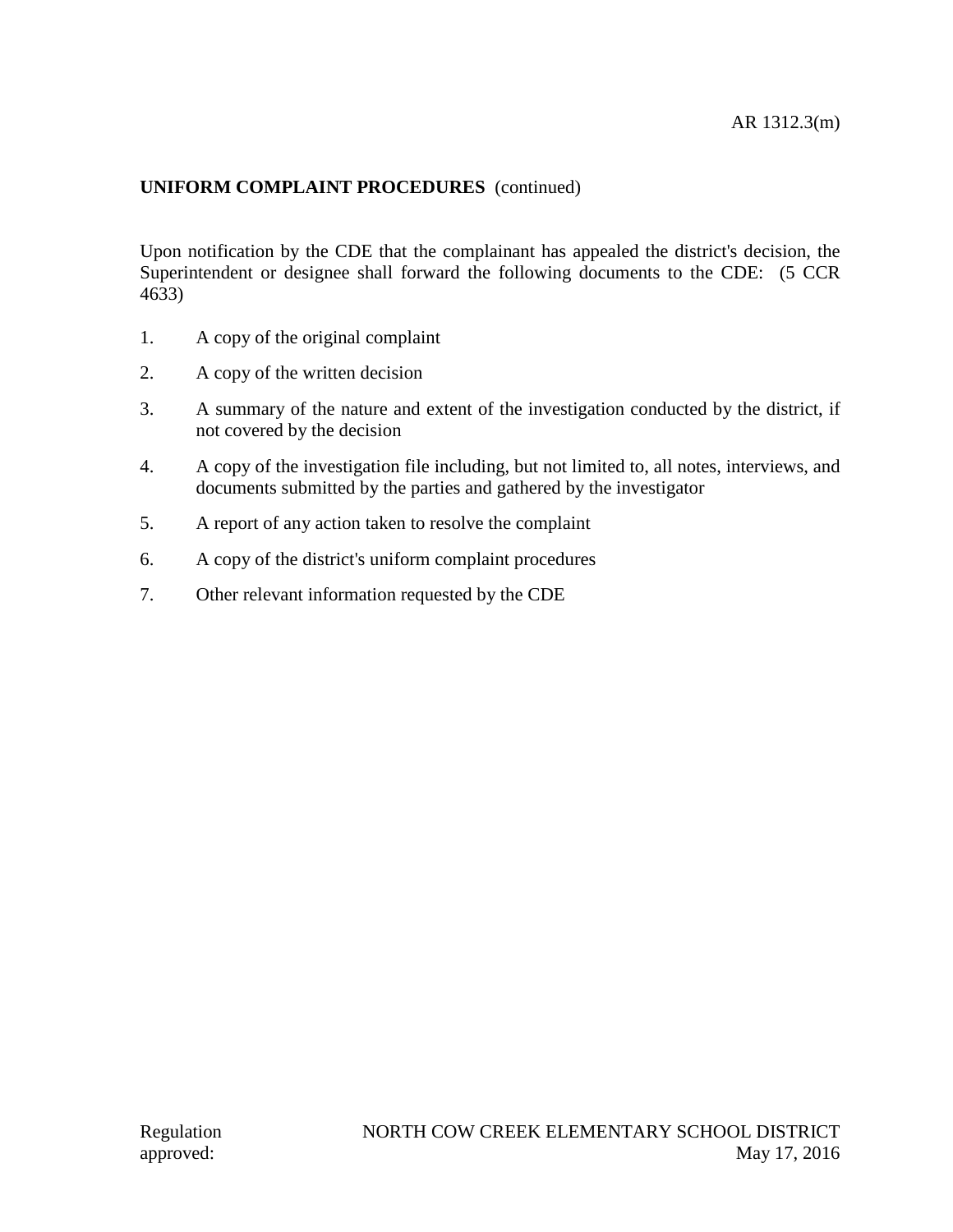**UNIFORM COMPLAINT PROCEDURES** (continued)

Upon notification by the CDE that the complainant has appealed the district's decision, the Superintendent or designee shall forward the following documents to the CDE: (5 CCR 4633)

1. A copy of the original complaint
2. A copy of the written decision
3. A summary of the nature and extent of the investigation conducted by the district, if not covered by the decision
4. A copy of the investigation file including, but not limited to, all notes, interviews, and documents submitted by the parties and gathered by the investigator
5. A report of any action taken to resolve the complaint
6. A copy of the district's uniform complaint procedures
7. Other relevant information requested by the CDE

Regulation approved: May 17, 2016

NORTH COW CREEK ELEMENTARY SCHOOL DISTRICT